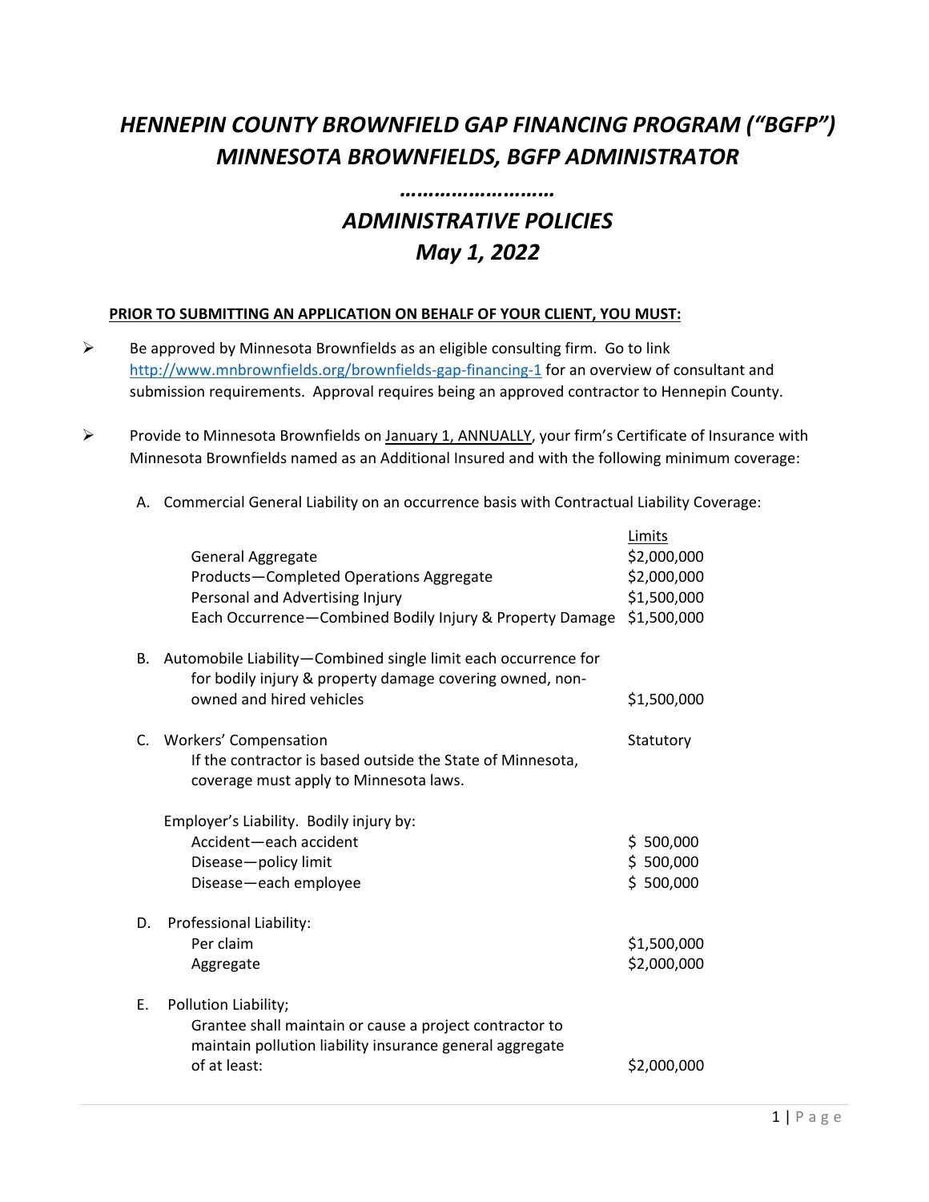# *HENNEPIN COUNTY BROWNFIELD GAP FINANCING PROGRAM ("BGFP")*
# *MINNESOTA BROWNFIELDS, BGFP ADMINISTRATOR*

*………………………*

## *ADMINISTRATIVE POLICIES*
## *May 1, 2022*

**PRIOR TO SUBMITTING AN APPLICATION ON BEHALF OF YOUR CLIENT, YOU MUST:**

- Be approved by Minnesota Brownfields as an eligible consulting firm. Go to link [http://www.mnbrownfields.org/brownfields-gap-financing-1](http://www.mnbrownfields.org/brownfields-gap-financing-1) for an overview of consultant and submission requirements. Approval requires being an approved contractor to Hennepin County.

- Provide to Minnesota Brownfields on January 1, ANNUALLY, your firm's Certificate of Insurance with Minnesota Brownfields named as an Additional Insured and with the following minimum coverage:

A. Commercial General Liability on an occurrence basis with Contractual Liability Coverage:

| | Limits |
|---|---|
| General Aggregate | $2,000,000 |
| Products—Completed Operations Aggregate | $2,000,000 |
| Personal and Advertising Injury | $1,500,000 |
| Each Occurrence—Combined Bodily Injury & Property Damage | $1,500,000 |

B. Automobile Liability—Combined single limit each occurrence for bodily injury & property damage covering owned, non-owned and hired vehicles — $1,500,000

C. Workers' Compensation — Statutory

If the contractor is based outside the State of Minnesota, coverage must apply to Minnesota laws.

Employer's Liability. Bodily injury by:

| | |
|---|---|
| Accident—each accident | $ 500,000 |
| Disease—policy limit | $ 500,000 |
| Disease—each employee | $ 500,000 |

D. Professional Liability:

| | |
|---|---|
| Per claim | $1,500,000 |
| Aggregate | $2,000,000 |

E. Pollution Liability;

Grantee shall maintain or cause a project contractor to maintain pollution liability insurance general aggregate of at least: $2,000,000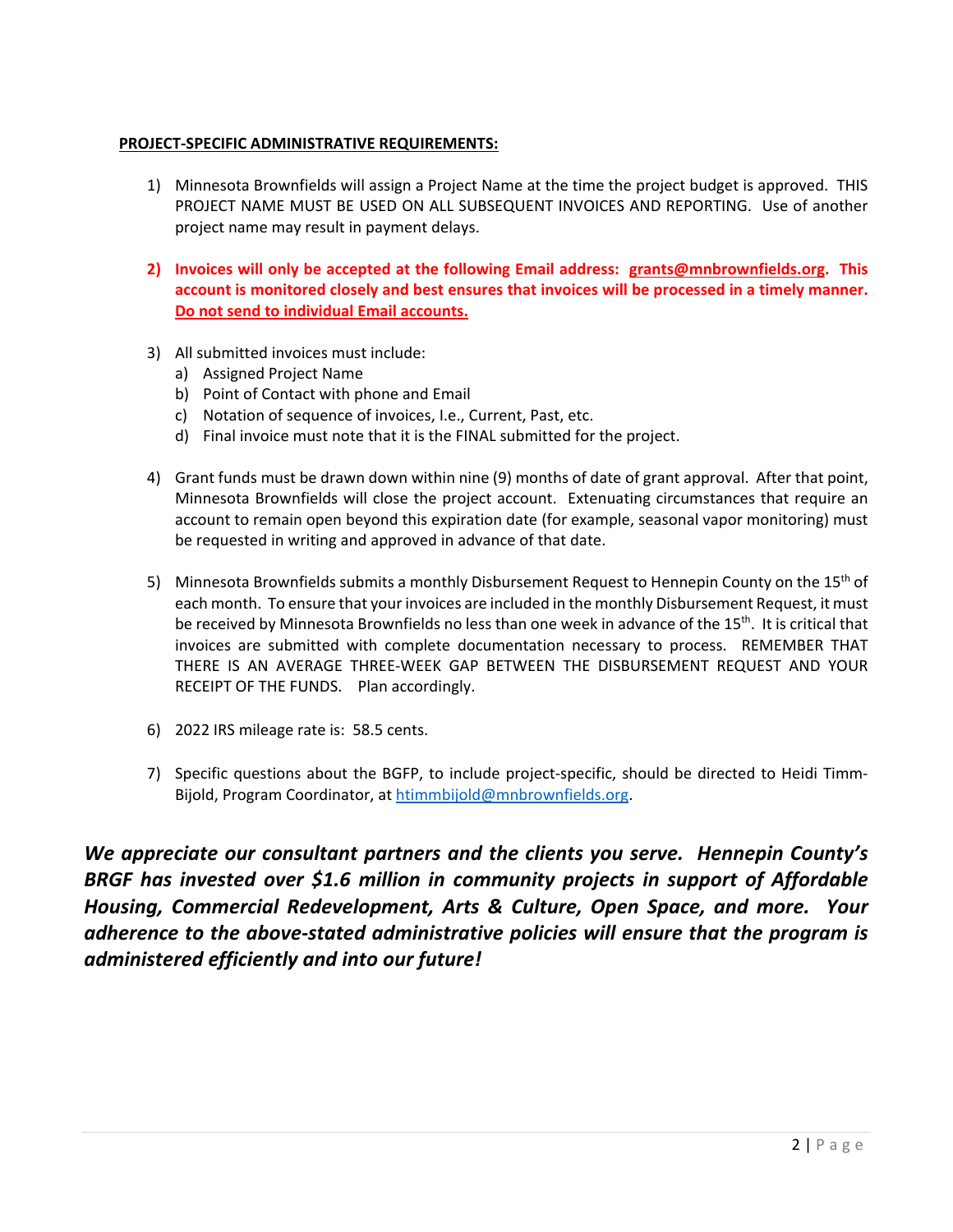**PROJECT-SPECIFIC ADMINISTRATIVE REQUIREMENTS:**

1) Minnesota Brownfields will assign a Project Name at the time the project budget is approved. THIS PROJECT NAME MUST BE USED ON ALL SUBSEQUENT INVOICES AND REPORTING. Use of another project name may result in payment delays.

2) **Invoices will only be accepted at the following Email address: grants@mnbrownfields.org. This account is monitored closely and best ensures that invoices will be processed in a timely manner. Do not send to individual Email accounts.**

3) All submitted invoices must include:
   a) Assigned Project Name
   b) Point of Contact with phone and Email
   c) Notation of sequence of invoices, I.e., Current, Past, etc.
   d) Final invoice must note that it is the FINAL submitted for the project.

4) Grant funds must be drawn down within nine (9) months of date of grant approval. After that point, Minnesota Brownfields will close the project account. Extenuating circumstances that require an account to remain open beyond this expiration date (for example, seasonal vapor monitoring) must be requested in writing and approved in advance of that date.

5) Minnesota Brownfields submits a monthly Disbursement Request to Hennepin County on the 15th of each month. To ensure that your invoices are included in the monthly Disbursement Request, it must be received by Minnesota Brownfields no less than one week in advance of the 15th. It is critical that invoices are submitted with complete documentation necessary to process. REMEMBER THAT THERE IS AN AVERAGE THREE-WEEK GAP BETWEEN THE DISBURSEMENT REQUEST AND YOUR RECEIPT OF THE FUNDS. Plan accordingly.

6) 2022 IRS mileage rate is: 58.5 cents.

7) Specific questions about the BGFP, to include project-specific, should be directed to Heidi Timm-Bijold, Program Coordinator, at htimmbijold@mnbrownfields.org.

***We appreciate our consultant partners and the clients you serve. Hennepin County's BRGF has invested over $1.6 million in community projects in support of Affordable Housing, Commercial Redevelopment, Arts & Culture, Open Space, and more. Your adherence to the above-stated administrative policies will ensure that the program is administered efficiently and into our future!***